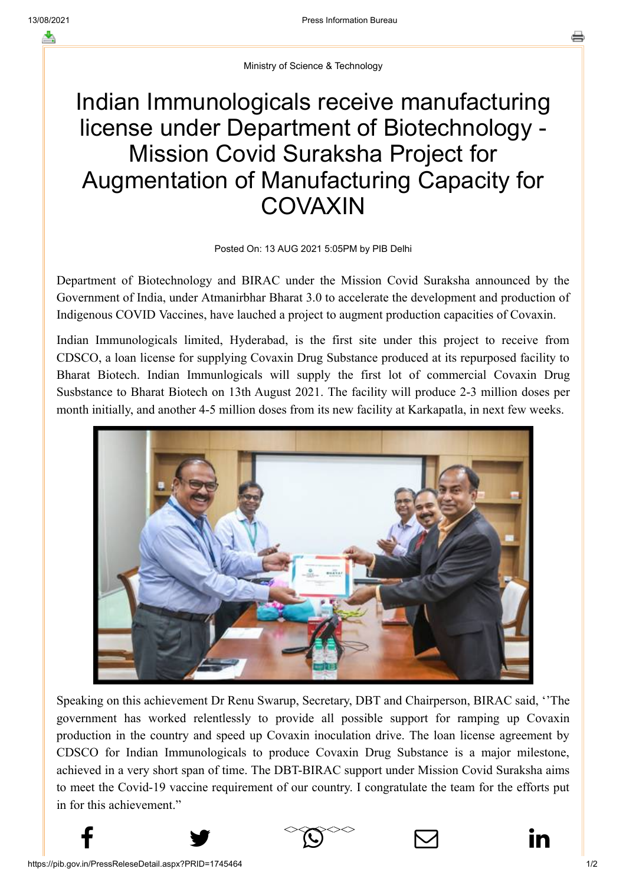Ministry of Science & Technology

# Indian Immunologicals receive manufacturing license under Department of Biotechnology - Mission Covid Suraksha Project for Augmentation of Manufacturing Capacity for COVAXIN

Posted On: 13 AUG 2021 5:05PM by PIB Delhi

Department of Biotechnology and BIRAC under the Mission Covid Suraksha announced by the Government of India, under Atmanirbhar Bharat 3.0 to accelerate the development and production of Indigenous COVID Vaccines, have lauched a project to augment production capacities of Covaxin.

Indian Immunologicals limited, Hyderabad, is the first site under this project to receive from CDSCO, a loan license for supplying Covaxin Drug Substance produced at its repurposed facility to Bharat Biotech. Indian Immunlogicals will supply the first lot of commercial Covaxin Drug Susbstance to Bharat Biotech on 13th August 2021. The facility will produce 2-3 million doses per month initially, and another 4-5 million doses from its new facility at Karkapatla, in next few weeks.

Speaking on this achievement Dr Renu Swarup, Secretary, DBT and Chairperson, BIRAC said, ''The government has worked relentlessly to provide all possible support for ramping up Covaxin production in the country and speed up Covaxin inoculation drive. The loan license agreement by CDSCO for Indian Immunologicals to produce Covaxin Drug Substance is a major milestone, achieved in a very short span of time. The DBT-BIRAC support under Mission Covid Suraksha aims to meet the Covid-19 vaccine requirement of our country. I congratulate the team for the efforts put in for this achievement."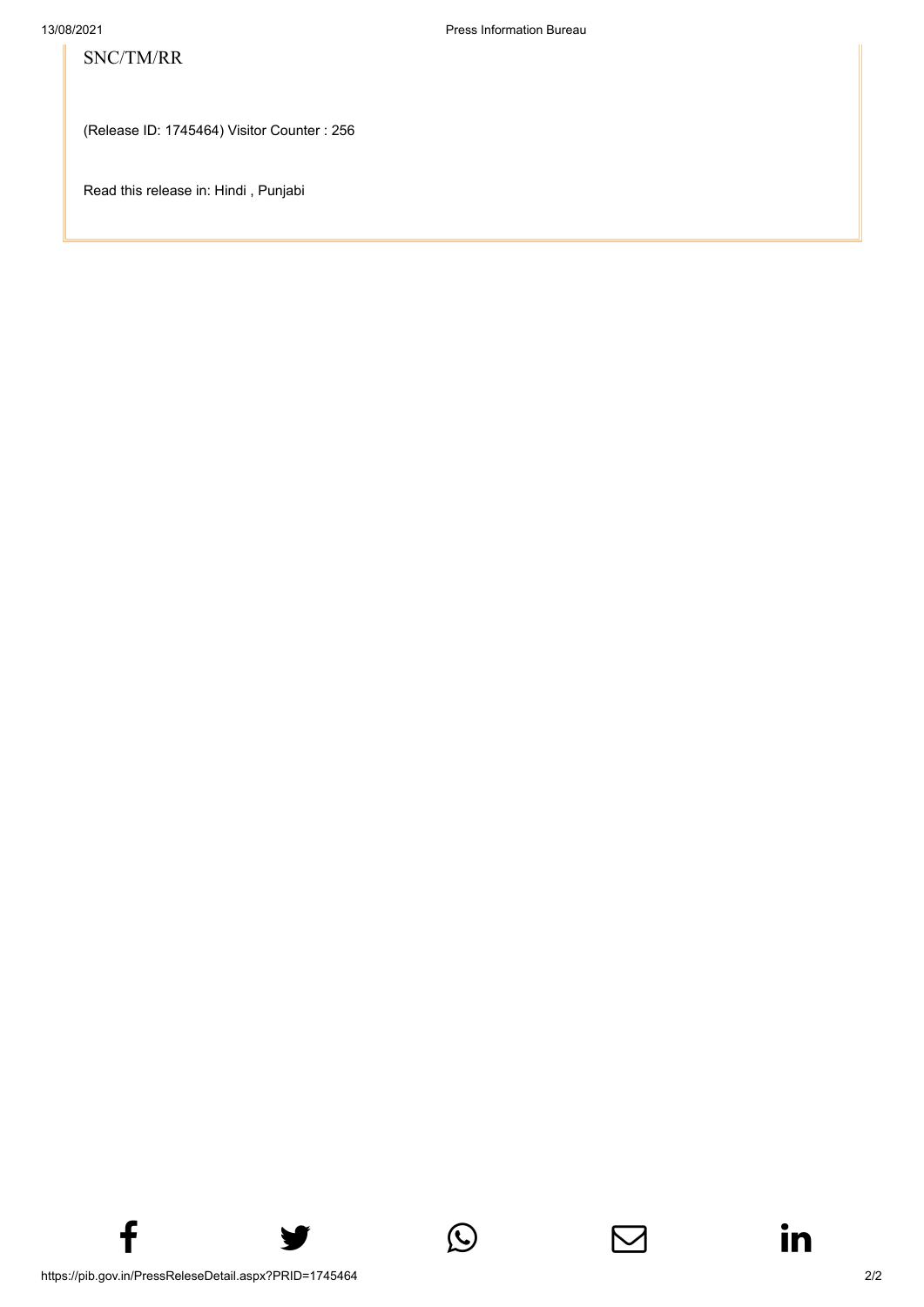SNC/TM/RR

(Release ID: 1745464) Visitor Counter : 256

Read this release in: Hindi , Punjabi